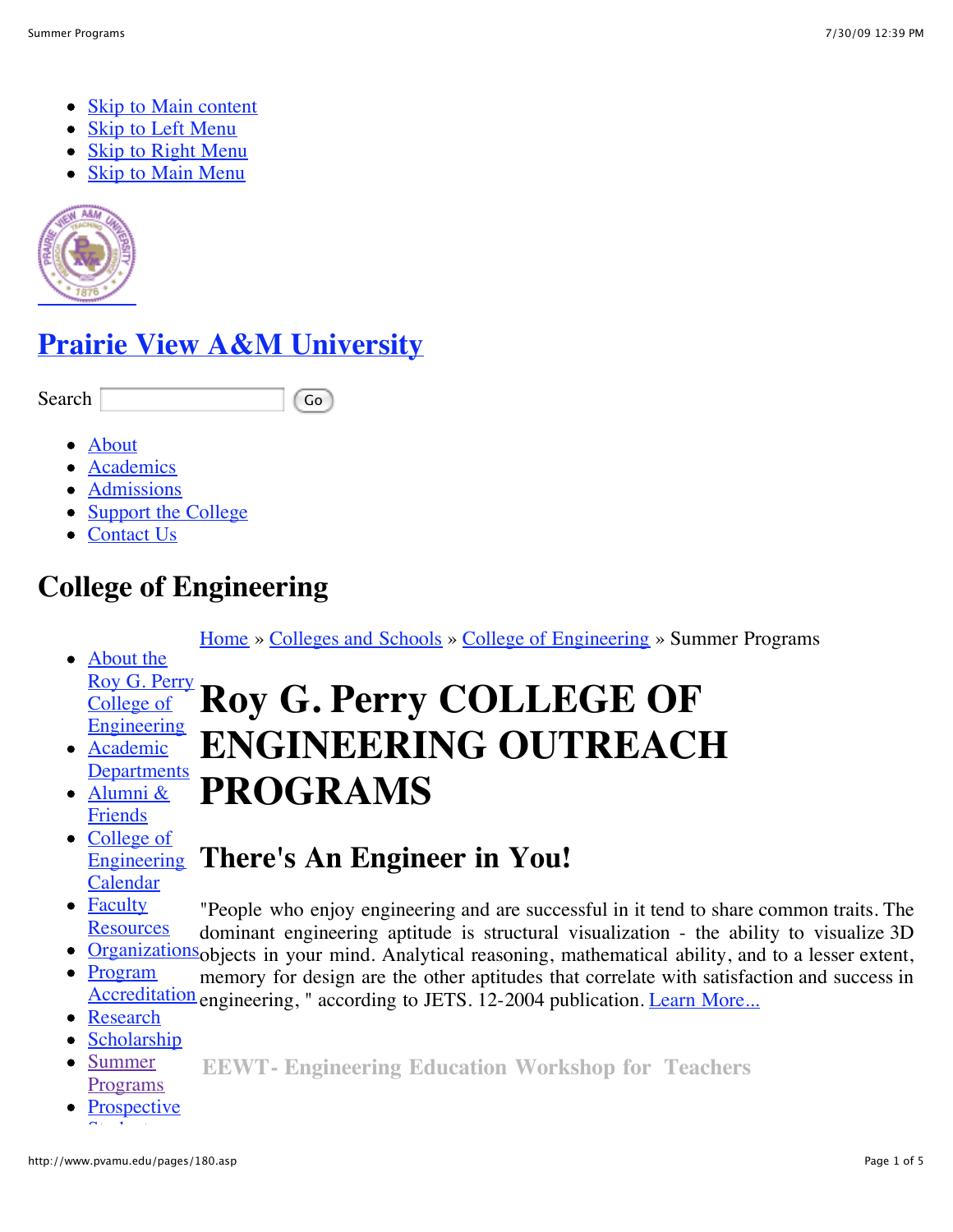- Skip to Main content
- Skip to Left Menu
- Skip to Right Menu
- Skip to Main Menu

# Prairie View A&M University

Search [ ] Go

- About
- Academics
- Admissions
- Support the College
- Contact Us

## College of Engineering

- About the Roy G. Perry College of Engineering
- Academic Departments
- Alumni & Friends
- College of Engineering Calendar
- Faculty Resources
- Organizations
- Program Accreditation
- Research
- Scholarship
- Summer Programs
- Prospective

Home » Colleges and Schools » College of Engineering » Summer Programs

# Roy G. Perry COLLEGE OF ENGINEERING OUTREACH PROGRAMS

## There's An Engineer in You!

"People who enjoy engineering and are successful in it tend to share common traits. The dominant engineering aptitude is structural visualization - the ability to visualize 3D objects in your mind. Analytical reasoning, mathematical ability, and to a lesser extent, memory for design are the other aptitudes that correlate with satisfaction and success in engineering, " according to JETS. 12-2004 publication. Learn More...

**EEWT- Engineering Education Workshop for Teachers**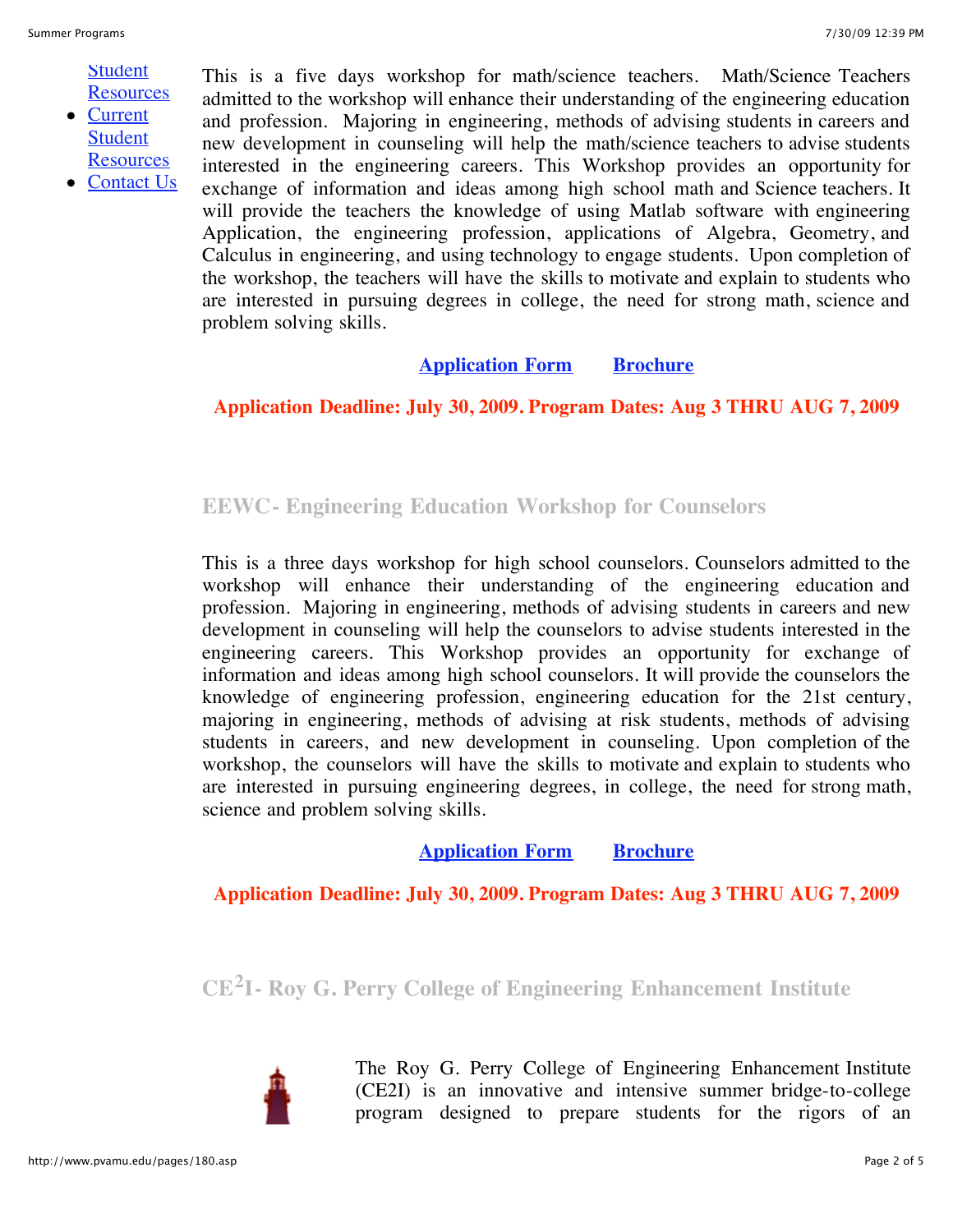- Student Resources
- Current Student Resources
- Contact Us

This is a five days workshop for math/science teachers. Math/Science Teachers admitted to the workshop will enhance their understanding of the engineering education and profession. Majoring in engineering, methods of advising students in careers and new development in counseling will help the math/science teachers to advise students interested in the engineering careers. This Workshop provides an opportunity for exchange of information and ideas among high school math and Science teachers. It will provide the teachers the knowledge of using Matlab software with engineering Application, the engineering profession, applications of Algebra, Geometry, and Calculus in engineering, and using technology to engage students. Upon completion of the workshop, the teachers will have the skills to motivate and explain to students who are interested in pursuing degrees in college, the need for strong math, science and problem solving skills.

**Application Form** **Brochure**

**Application Deadline: July 30, 2009. Program Dates: Aug 3 THRU AUG 7, 2009**

### EEWC- Engineering Education Workshop for Counselors

This is a three days workshop for high school counselors. Counselors admitted to the workshop will enhance their understanding of the engineering education and profession. Majoring in engineering, methods of advising students in careers and new development in counseling will help the counselors to advise students interested in the engineering careers. This Workshop provides an opportunity for exchange of information and ideas among high school counselors. It will provide the counselors the knowledge of engineering profession, engineering education for the 21st century, majoring in engineering, methods of advising at risk students, methods of advising students in careers, and new development in counseling. Upon completion of the workshop, the counselors will have the skills to motivate and explain to students who are interested in pursuing engineering degrees, in college, the need for strong math, science and problem solving skills.

**Application Form** **Brochure**

**Application Deadline: July 30, 2009. Program Dates: Aug 3 THRU AUG 7, 2009**

### CE$^2$I- Roy G. Perry College of Engineering Enhancement Institute

The Roy G. Perry College of Engineering Enhancement Institute (CE2I) is an innovative and intensive summer bridge-to-college program designed to prepare students for the rigors of an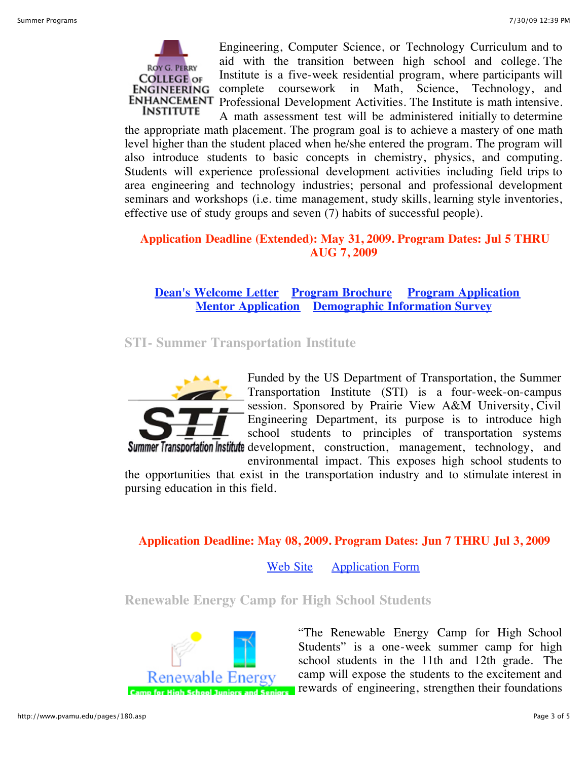Engineering, Computer Science, or Technology Curriculum and to aid with the transition between high school and college. The Institute is a five-week residential program, where participants will complete coursework in Math, Science, Technology, and Professional Development Activities. The Institute is math intensive. A math assessment test will be administered initially to determine the appropriate math placement. The program goal is to achieve a mastery of one math level higher than the student placed when he/she entered the program. The program will also introduce students to basic concepts in chemistry, physics, and computing. Students will experience professional development activities including field trips to area engineering and technology industries; personal and professional development seminars and workshops (i.e. time management, study skills, learning style inventories, effective use of study groups and seven (7) habits of successful people).

**Application Deadline (Extended): May 31, 2009. Program Dates: Jul 5 THRU AUG 7, 2009**

**Dean's Welcome Letter** **Program Brochure** **Program Application** **Mentor Application** **Demographic Information Survey**

## STI- Summer Transportation Institute

Funded by the US Department of Transportation, the Summer Transportation Institute (STI) is a four-week-on-campus session. Sponsored by Prairie View A&M University, Civil Engineering Department, its purpose is to introduce high school students to principles of transportation systems development, construction, management, technology, and environmental impact. This exposes high school students to the opportunities that exist in the transportation industry and to stimulate interest in pursing education in this field.

**Application Deadline: May 08, 2009. Program Dates: Jun 7 THRU Jul 3, 2009**

Web Site Application Form

## Renewable Energy Camp for High School Students

"The Renewable Energy Camp for High School Students" is a one-week summer camp for high school students in the 11th and 12th grade. The camp will expose the students to the excitement and rewards of engineering, strengthen their foundations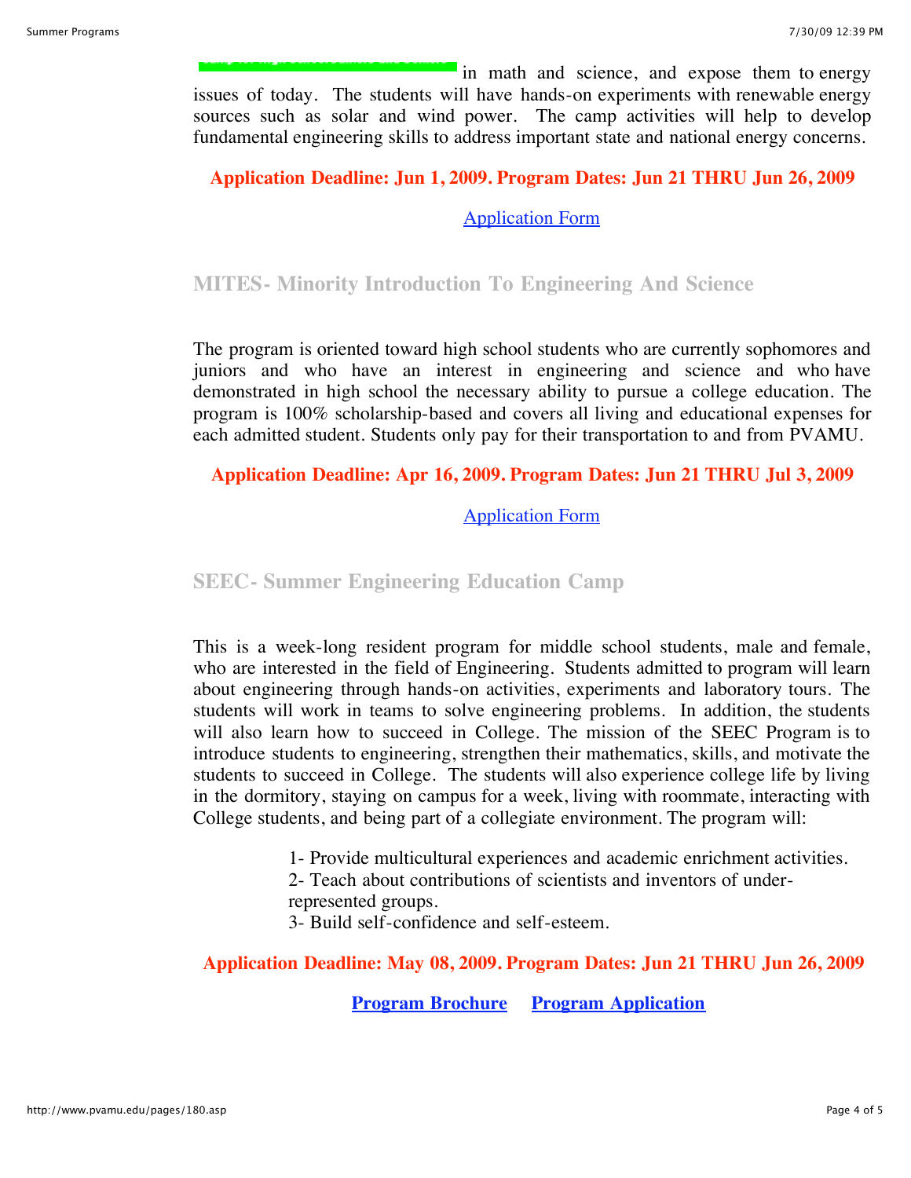in math and science, and expose them to energy issues of today. The students will have hands-on experiments with renewable energy sources such as solar and wind power. The camp activities will help to develop fundamental engineering skills to address important state and national energy concerns.

**Application Deadline: Jun 1, 2009. Program Dates: Jun 21 THRU Jun 26, 2009**

[Application Form]

## MITES- Minority Introduction To Engineering And Science

The program is oriented toward high school students who are currently sophomores and juniors and who have an interest in engineering and science and who have demonstrated in high school the necessary ability to pursue a college education. The program is 100% scholarship-based and covers all living and educational expenses for each admitted student. Students only pay for their transportation to and from PVAMU.

**Application Deadline: Apr 16, 2009. Program Dates: Jun 21 THRU Jul 3, 2009**

[Application Form]

## SEEC- Summer Engineering Education Camp

This is a week-long resident program for middle school students, male and female, who are interested in the field of Engineering. Students admitted to program will learn about engineering through hands-on activities, experiments and laboratory tours. The students will work in teams to solve engineering problems. In addition, the students will also learn how to succeed in College. The mission of the SEEC Program is to introduce students to engineering, strengthen their mathematics, skills, and motivate the students to succeed in College. The students will also experience college life by living in the dormitory, staying on campus for a week, living with roommate, interacting with College students, and being part of a collegiate environment. The program will:

1- Provide multicultural experiences and academic enrichment activities.
2- Teach about contributions of scientists and inventors of under-represented groups.
3- Build self-confidence and self-esteem.

**Application Deadline: May 08, 2009. Program Dates: Jun 21 THRU Jun 26, 2009**

**[Program Brochure]** **[Program Application]**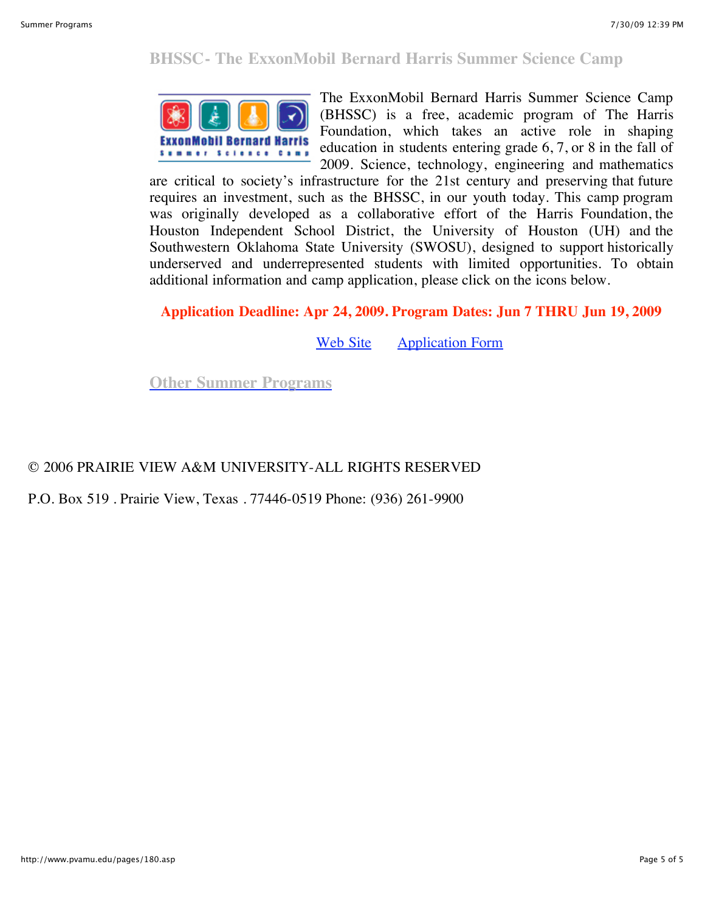## BHSSC- The ExxonMobil Bernard Harris Summer Science Camp

The ExxonMobil Bernard Harris Summer Science Camp (BHSSC) is a free, academic program of The Harris Foundation, which takes an active role in shaping education in students entering grade 6, 7, or 8 in the fall of 2009. Science, technology, engineering and mathematics are critical to society's infrastructure for the 21st century and preserving that future requires an investment, such as the BHSSC, in our youth today. This camp program was originally developed as a collaborative effort of the Harris Foundation, the Houston Independent School District, the University of Houston (UH) and the Southwestern Oklahoma State University (SWOSU), designed to support historically underserved and underrepresented students with limited opportunities. To obtain additional information and camp application, please click on the icons below.

**Application Deadline: Apr 24, 2009. Program Dates: Jun 7 THRU Jun 19, 2009**

Web Site   Application Form

**Other Summer Programs**

© 2006 PRAIRIE VIEW A&M UNIVERSITY-ALL RIGHTS RESERVED

P.O. Box 519 . Prairie View, Texas . 77446-0519 Phone: (936) 261-9900